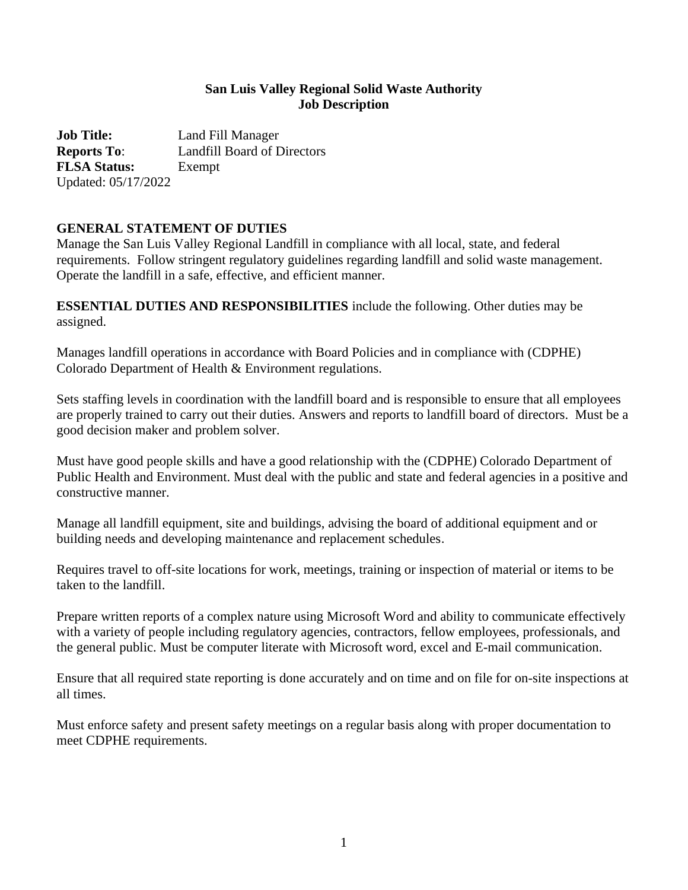**San Luis Valley Regional Solid Waste Authority**
**Job Description**

**Job Title:** Land Fill Manager
**Reports To**: Landfill Board of Directors
**FLSA Status:** Exempt
Updated: 05/17/2022

## GENERAL STATEMENT OF DUTIES

Manage the San Luis Valley Regional Landfill in compliance with all local, state, and federal requirements. Follow stringent regulatory guidelines regarding landfill and solid waste management. Operate the landfill in a safe, effective, and efficient manner.

**ESSENTIAL DUTIES AND RESPONSIBILITIES** include the following. Other duties may be assigned.

Manages landfill operations in accordance with Board Policies and in compliance with (CDPHE) Colorado Department of Health & Environment regulations.

Sets staffing levels in coordination with the landfill board and is responsible to ensure that all employees are properly trained to carry out their duties. Answers and reports to landfill board of directors. Must be a good decision maker and problem solver.

Must have good people skills and have a good relationship with the (CDPHE) Colorado Department of Public Health and Environment. Must deal with the public and state and federal agencies in a positive and constructive manner.

Manage all landfill equipment, site and buildings, advising the board of additional equipment and or building needs and developing maintenance and replacement schedules.

Requires travel to off-site locations for work, meetings, training or inspection of material or items to be taken to the landfill.

Prepare written reports of a complex nature using Microsoft Word and ability to communicate effectively with a variety of people including regulatory agencies, contractors, fellow employees, professionals, and the general public. Must be computer literate with Microsoft word, excel and E-mail communication.

Ensure that all required state reporting is done accurately and on time and on file for on-site inspections at all times.

Must enforce safety and present safety meetings on a regular basis along with proper documentation to meet CDPHE requirements.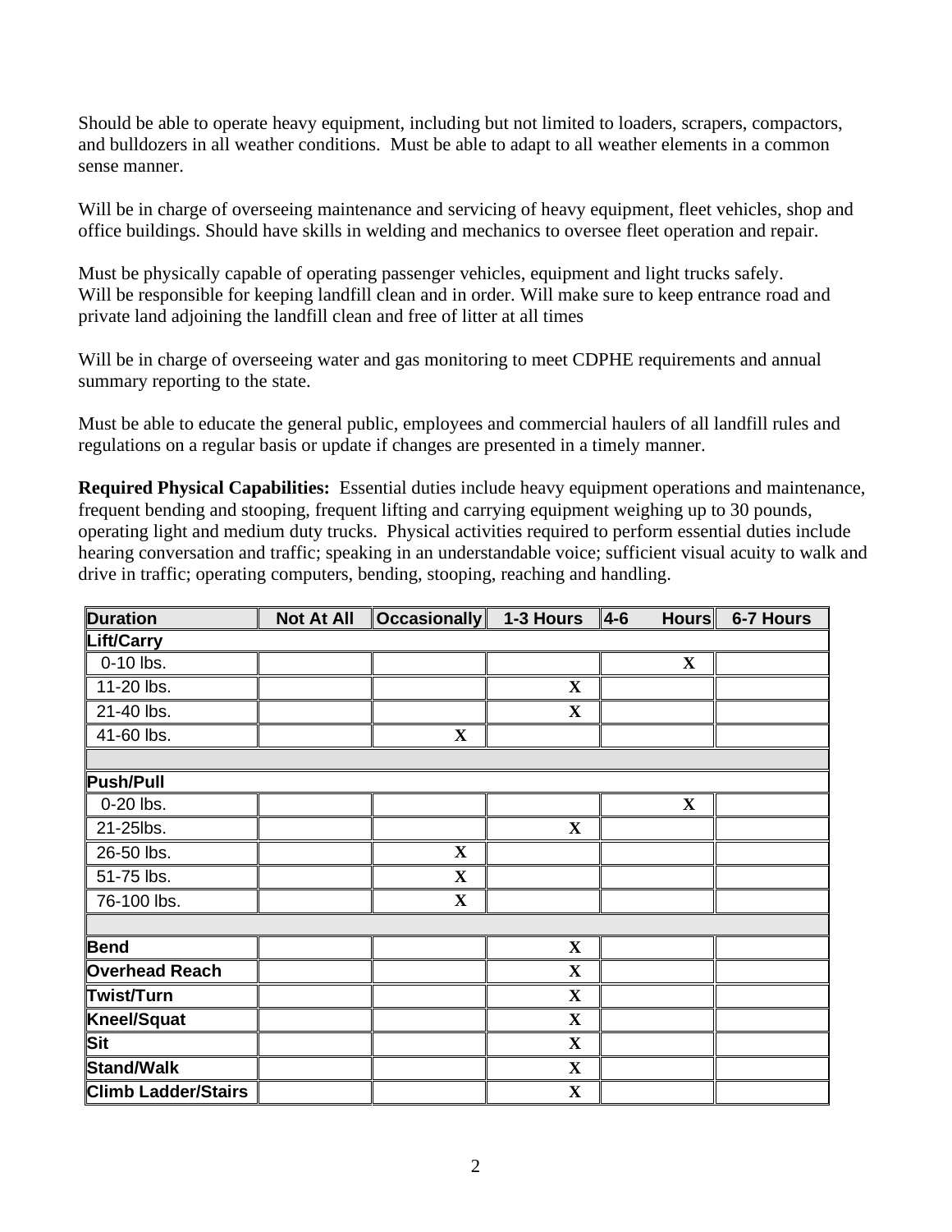Should be able to operate heavy equipment, including but not limited to loaders, scrapers, compactors, and bulldozers in all weather conditions. Must be able to adapt to all weather elements in a common sense manner.

Will be in charge of overseeing maintenance and servicing of heavy equipment, fleet vehicles, shop and office buildings. Should have skills in welding and mechanics to oversee fleet operation and repair.

Must be physically capable of operating passenger vehicles, equipment and light trucks safely.
Will be responsible for keeping landfill clean and in order. Will make sure to keep entrance road and private land adjoining the landfill clean and free of litter at all times

Will be in charge of overseeing water and gas monitoring to meet CDPHE requirements and annual summary reporting to the state.

Must be able to educate the general public, employees and commercial haulers of all landfill rules and regulations on a regular basis or update if changes are presented in a timely manner.

**Required Physical Capabilities:** Essential duties include heavy equipment operations and maintenance, frequent bending and stooping, frequent lifting and carrying equipment weighing up to 30 pounds, operating light and medium duty trucks. Physical activities required to perform essential duties include hearing conversation and traffic; speaking in an understandable voice; sufficient visual acuity to walk and drive in traffic; operating computers, bending, stooping, reaching and handling.

| Duration | Not At All | Occasionally | 1-3 Hours | 4-6 Hours | 6-7 Hours |
|---|---|---|---|---|---|
| **Lift/Carry** | | | | | |
| 0-10 lbs. | | | | X | |
| 11-20 lbs. | | | X | | |
| 21-40 lbs. | | | X | | |
| 41-60 lbs. | | X | | | |
| | | | | | |
| **Push/Pull** | | | | | |
| 0-20 lbs. | | | | X | |
| 21-25lbs. | | | X | | |
| 26-50 lbs. | | X | | | |
| 51-75 lbs. | | X | | | |
| 76-100 lbs. | | X | | | |
| | | | | | |
| **Bend** | | | X | | |
| **Overhead Reach** | | | X | | |
| **Twist/Turn** | | | X | | |
| **Kneel/Squat** | | | X | | |
| **Sit** | | | X | | |
| **Stand/Walk** | | | X | | |
| **Climb Ladder/Stairs** | | | X | | |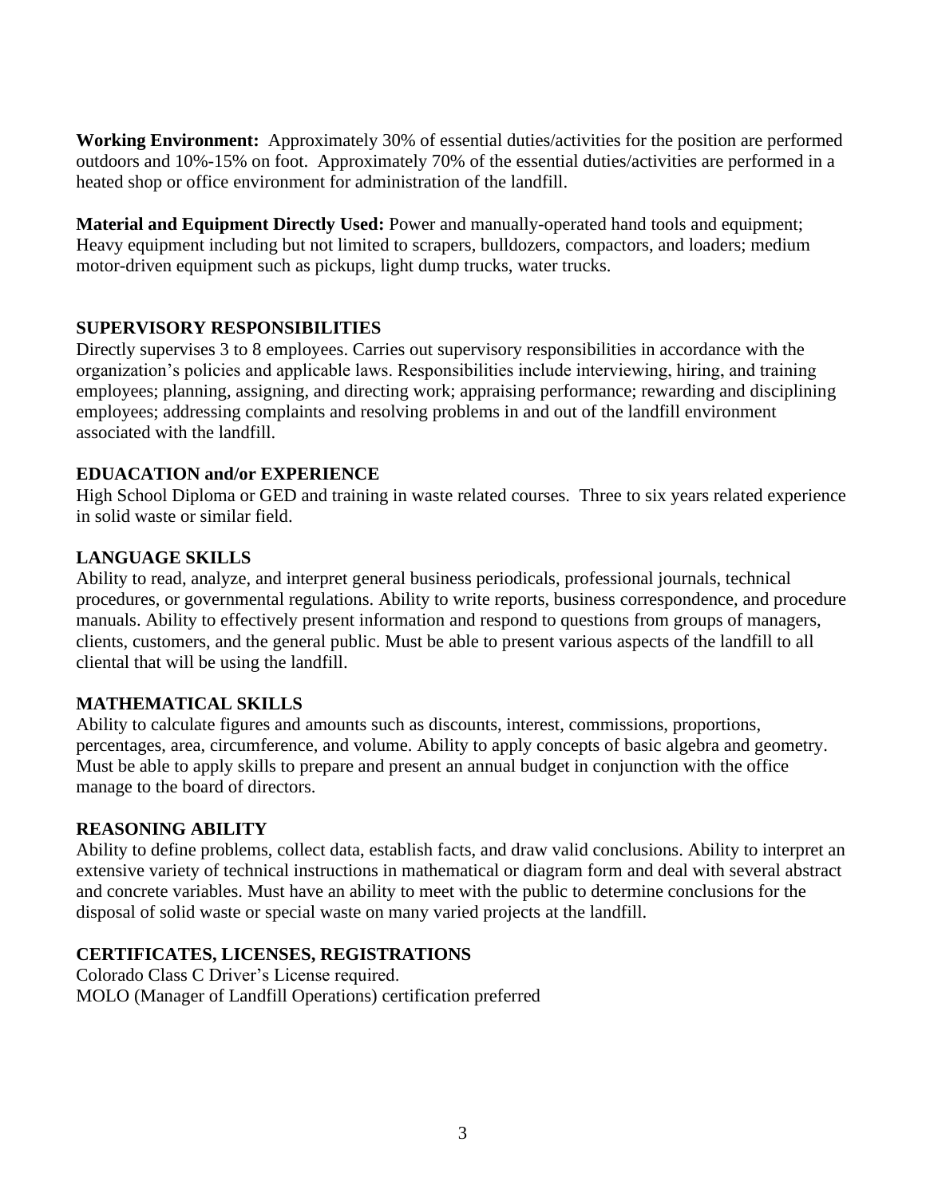**Working Environment:** Approximately 30% of essential duties/activities for the position are performed outdoors and 10%-15% on foot. Approximately 70% of the essential duties/activities are performed in a heated shop or office environment for administration of the landfill.

**Material and Equipment Directly Used:** Power and manually-operated hand tools and equipment; Heavy equipment including but not limited to scrapers, bulldozers, compactors, and loaders; medium motor-driven equipment such as pickups, light dump trucks, water trucks.

## SUPERVISORY RESPONSIBILITIES

Directly supervises 3 to 8 employees. Carries out supervisory responsibilities in accordance with the organization's policies and applicable laws. Responsibilities include interviewing, hiring, and training employees; planning, assigning, and directing work; appraising performance; rewarding and disciplining employees; addressing complaints and resolving problems in and out of the landfill environment associated with the landfill.

## EDUACATION and/or EXPERIENCE

High School Diploma or GED and training in waste related courses. Three to six years related experience in solid waste or similar field.

## LANGUAGE SKILLS

Ability to read, analyze, and interpret general business periodicals, professional journals, technical procedures, or governmental regulations. Ability to write reports, business correspondence, and procedure manuals. Ability to effectively present information and respond to questions from groups of managers, clients, customers, and the general public. Must be able to present various aspects of the landfill to all cliental that will be using the landfill.

## MATHEMATICAL SKILLS

Ability to calculate figures and amounts such as discounts, interest, commissions, proportions, percentages, area, circumference, and volume. Ability to apply concepts of basic algebra and geometry. Must be able to apply skills to prepare and present an annual budget in conjunction with the office manage to the board of directors.

## REASONING ABILITY

Ability to define problems, collect data, establish facts, and draw valid conclusions. Ability to interpret an extensive variety of technical instructions in mathematical or diagram form and deal with several abstract and concrete variables. Must have an ability to meet with the public to determine conclusions for the disposal of solid waste or special waste on many varied projects at the landfill.

## CERTIFICATES, LICENSES, REGISTRATIONS

Colorado Class C Driver's License required.
MOLO (Manager of Landfill Operations) certification preferred